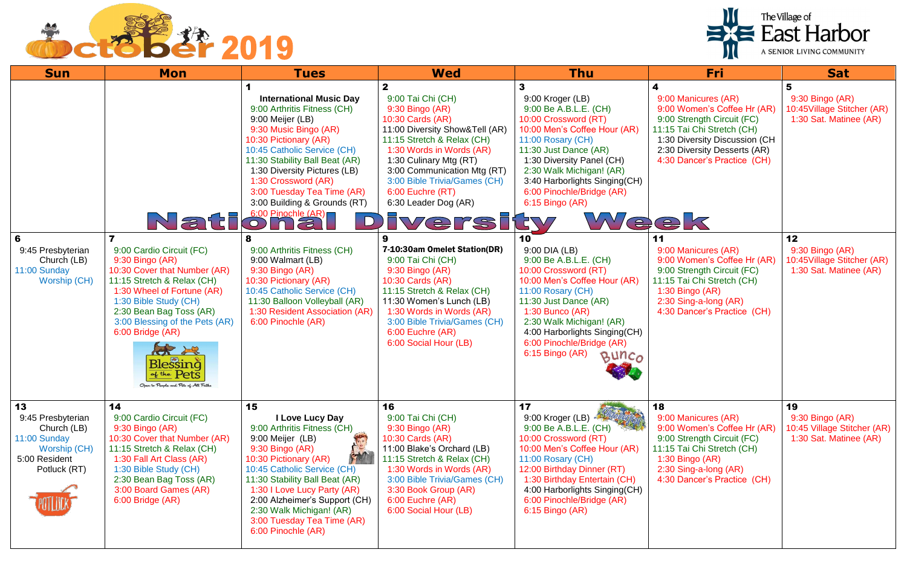# October 2019

**The Village of East Harbor**
A SENIOR LIVING COMMUNITY

| Sun | Mon | Tues | Wed | Thu | Fri | Sat |
|---|---|---|---|---|---|---|
| | | **1**<br>**International Music Day**<br>9:00 Arthritis Fitness (CH)<br>9:00 Meijer (LB)<br>9:30 Music Bingo (AR)<br>10:30 Pictionary (AR)<br>10:45 Catholic Service (CH)<br>11:30 Stability Ball Beat (AR)<br>1:30 Diversity Pictures (LB)<br>1:30 Crossword (AR)<br>3:00 Tuesday Tea Time (AR)<br>3:00 Building & Grounds (RT)<br>6:00 Pinochle (AR) | **2**<br>9:00 Tai Chi (CH)<br>9:30 Bingo (AR)<br>10:30 Cards (AR)<br>11:00 Diversity Show&Tell (AR)<br>11:15 Stretch & Relax (CH)<br>1:30 Words in Words (AR)<br>1:30 Culinary Mtg (RT)<br>3:00 Communication Mtg (RT)<br>3:00 Bible Trivia/Games (CH)<br>6:00 Euchre (RT)<br>6:30 Leader Dog (AR) | **3**<br>9:00 Kroger (LB)<br>9:00 Be A.B.L.E. (CH)<br>10:00 Crossword (RT)<br>10:00 Men's Coffee Hour (AR)<br>11:00 Rosary (CH)<br>11:30 Just Dance (AR)<br>1:30 Diversity Panel (CH)<br>2:30 Walk Michigan! (AR)<br>3:40 Harborlights Singing(CH)<br>6:00 Pinochle/Bridge (AR)<br>6:15 Bingo (AR) | **4**<br>9:00 Manicures (AR)<br>9:00 Women's Coffee Hr (AR)<br>9:00 Strength Circuit (FC)<br>11:15 Tai Chi Stretch (CH)<br>1:30 Diversity Discussion (CH<br>2:30 Diversity Desserts (AR)<br>4:30 Dancer's Practice (CH) | **5**<br>9:30 Bingo (AR)<br>10:45Village Stitcher (AR)<br>1:30 Sat. Matinee (AR) |
| | | **National Diversity Week** | | | | |
| **6**<br>9:45 Presbyterian Church (LB)<br>11:00 Sunday Worship (CH) | **7**<br>9:00 Cardio Circuit (FC)<br>9:30 Bingo (AR)<br>10:30 Cover that Number (AR)<br>11:15 Stretch & Relax (CH)<br>1:30 Wheel of Fortune (AR)<br>1:30 Bible Study (CH)<br>2:30 Bean Bag Toss (AR)<br>3:00 Blessing of the Pets (AR)<br>6:00 Bridge (AR)<br>Blessing of the Pets<br>Open to People and Pets of All Faiths | **8**<br>9:00 Arthritis Fitness (CH)<br>9:00 Walmart (LB)<br>9:30 Bingo (AR)<br>10:30 Pictionary (AR)<br>10:45 Catholic Service (CH)<br>11:30 Balloon Volleyball (AR)<br>1:30 Resident Association (AR)<br>6:00 Pinochle (AR) | **9**<br>**7-10:30am Omelet Station(DR)**<br>9:00 Tai Chi (CH)<br>9:30 Bingo (AR)<br>10:30 Cards (AR)<br>11:15 Stretch & Relax (CH)<br>11:30 Women's Lunch (LB)<br>1:30 Words in Words (AR)<br>3:00 Bible Trivia/Games (CH)<br>6:00 Euchre (AR)<br>6:00 Social Hour (LB) | **10**<br>9:00 DIA (LB)<br>9:00 Be A.B.L.E. (CH)<br>10:00 Crossword (RT)<br>10:00 Men's Coffee Hour (AR)<br>11:00 Rosary (CH)<br>11:30 Just Dance (AR)<br>1:30 Bunco (AR)<br>2:30 Walk Michigan! (AR)<br>4:00 Harborlights Singing(CH)<br>6:00 Pinochle/Bridge (AR)<br>6:15 Bingo (AR)<br>Bunco | **11**<br>9:00 Manicures (AR)<br>9:00 Women's Coffee Hr (AR)<br>9:00 Strength Circuit (FC)<br>11:15 Tai Chi Stretch (CH)<br>1:30 Bingo (AR)<br>2:30 Sing-a-long (AR)<br>4:30 Dancer's Practice (CH) | **12**<br>9:30 Bingo (AR)<br>10:45Village Stitcher (AR)<br>1:30 Sat. Matinee (AR) |
| **13**<br>9:45 Presbyterian Church (LB)<br>11:00 Sunday Worship (CH)<br>5:00 Resident Potluck (RT)<br>POTLUCK | **14**<br>9:00 Cardio Circuit (FC)<br>10:30 Cover that Number (AR)<br>11:15 Stretch & Relax (CH)<br>1:30 Fall Art Class (AR)<br>1:30 Bible Study (CH)<br>2:30 Bean Bag Toss (AR)<br>3:00 Board Games (AR)<br>6:00 Bridge (AR) | **15**<br>**I Love Lucy Day**<br>9:00 Arthritis Fitness (CH)<br>9:00 Meijer (LB)<br>9:30 Bingo (AR)<br>10:30 Pictionary (AR)<br>10:45 Catholic Service (CH)<br>11:30 Stability Ball Beat (AR)<br>1:30 I Love Lucy Party (AR)<br>2:00 Alzheimer's Support (CH)<br>2:30 Walk Michigan! (AR)<br>3:00 Tuesday Tea Time (AR)<br>6:00 Pinochle (AR) | **16**<br>9:00 Tai Chi (CH)<br>9:30 Bingo (AR)<br>10:30 Cards (AR)<br>11:00 Blake's Orchard (LB)<br>11:15 Stretch & Relax (CH)<br>1:30 Words in Words (AR)<br>3:00 Bible Trivia/Games (CH)<br>3:30 Book Group (AR)<br>6:00 Euchre (AR)<br>6:00 Social Hour (LB) | **17**<br>9:00 Kroger (LB)<br>9:00 Be A.B.L.E. (CH)<br>10:00 Crossword (RT)<br>10:00 Men's Coffee Hour (AR)<br>11:00 Rosary (CH)<br>12:00 Birthday Dinner (RT)<br>1:30 Birthday Entertain (CH)<br>4:00 Harborlights Singing(CH)<br>6:00 Pinochle/Bridge (AR)<br>6:15 Bingo (AR) | **18**<br>9:00 Manicures (AR)<br>9:00 Women's Coffee Hr (AR)<br>9:00 Strength Circuit (FC)<br>11:15 Tai Chi Stretch (CH)<br>1:30 Bingo (AR)<br>2:30 Sing-a-long (AR)<br>4:30 Dancer's Practice (CH) | **19**<br>9:30 Bingo (AR)<br>10:45 Village Stitcher (AR)<br>1:30 Sat. Matinee (AR) |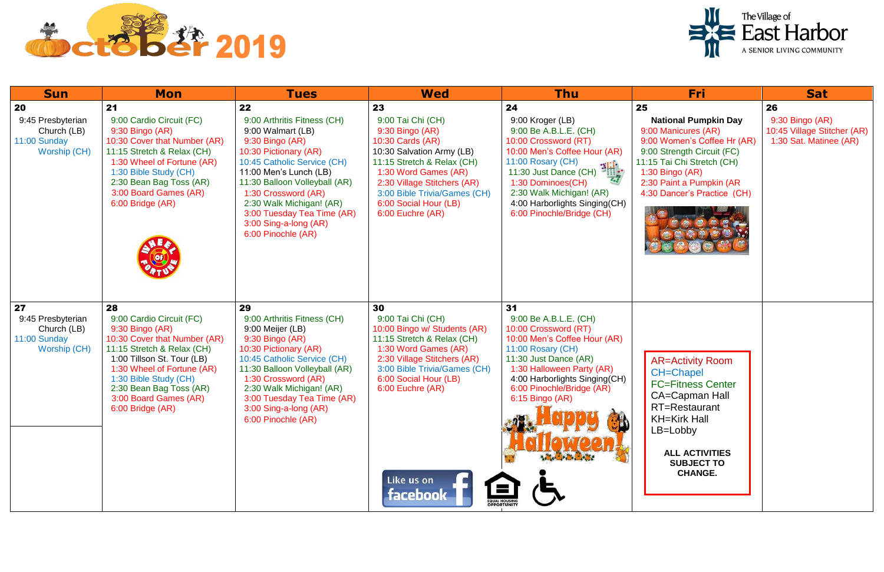# October 2019

The Village of East Harbor
A SENIOR LIVING COMMUNITY

| Sun | Mon | Tues | Wed | Thu | Fri | Sat |
|---|---|---|---|---|---|---|
| **20**<br>9:45 Presbyterian Church (LB)<br>11:00 Sunday Worship (CH) | **21**<br>9:00 Cardio Circuit (FC)<br>9:30 Bingo (AR)<br>10:30 Cover that Number (AR)<br>11:15 Stretch & Relax (CH)<br>1:30 Wheel of Fortune (AR)<br>1:30 Bible Study (CH)<br>2:30 Bean Bag Toss (AR)<br>3:00 Board Games (AR)<br>6:00 Bridge (AR) | **22**<br>9:00 Arthritis Fitness (CH)<br>9:00 Walmart (LB)<br>9:30 Bingo (AR)<br>10:30 Pictionary (AR)<br>10:45 Catholic Service (CH)<br>11:00 Men's Lunch (LB)<br>11:30 Balloon Volleyball (AR)<br>1:30 Crossword (AR)<br>2:30 Walk Michigan! (AR)<br>3:00 Tuesday Tea Time (AR)<br>3:00 Sing-a-long (AR)<br>6:00 Pinochle (AR) | **23**<br>9:00 Tai Chi (CH)<br>9:30 Bingo (AR)<br>10:30 Cards (AR)<br>10:30 Salvation Army (LB)<br>11:15 Stretch & Relax (CH)<br>1:30 Word Games (AR)<br>2:30 Village Stitchers (AR)<br>3:00 Bible Trivia/Games (CH)<br>6:00 Social Hour (LB)<br>6:00 Euchre (AR) | **24**<br>9:00 Kroger (LB)<br>9:00 Be A.B.L.E. (CH)<br>10:00 Crossword (RT)<br>10:00 Men's Coffee Hour (AR)<br>11:00 Rosary (CH)<br>11:30 Just Dance (CH)<br>1:30 Dominoes(CH)<br>2:30 Walk Michigan! (AR)<br>4:00 Harborlights Singing(CH)<br>6:00 Pinochle/Bridge (CH) | **25**<br>**National Pumpkin Day**<br>9:00 Manicures (AR)<br>9:00 Women's Coffee Hr (AR)<br>9:00 Strength Circuit (FC)<br>11:15 Tai Chi Stretch (CH)<br>1:30 Bingo (AR)<br>2:30 Paint a Pumpkin (AR<br>4:30 Dancer's Practice (CH) | **26**<br>9:30 Bingo (AR)<br>10:45 Village Stitcher (AR)<br>1:30 Sat. Matinee (AR) |
| **27**<br>9:45 Presbyterian Church (LB)<br>11:00 Sunday Worship (CH) | **28**<br>9:00 Cardio Circuit (FC)<br>9:30 Bingo (AR)<br>10:30 Cover that Number (AR)<br>11:15 Stretch & Relax (CH)<br>1:00 Tillson St. Tour (LB)<br>1:30 Wheel of Fortune (AR)<br>1:30 Bible Study (CH)<br>2:30 Bean Bag Toss (AR)<br>3:00 Board Games (AR)<br>6:00 Bridge (AR) | **29**<br>9:00 Arthritis Fitness (CH)<br>9:00 Meijer (LB)<br>9:30 Bingo (AR)<br>10:30 Pictionary (AR)<br>10:45 Catholic Service (CH)<br>11:30 Balloon Volleyball (AR)<br>1:30 Crossword (AR)<br>2:30 Walk Michigan! (AR)<br>3:00 Tuesday Tea Time (AR)<br>3:00 Sing-a-long (AR)<br>6:00 Pinochle (AR) | **30**<br>9:00 Tai Chi (CH)<br>10:00 Bingo w/ Students (AR)<br>11:15 Stretch & Relax (CH)<br>1:30 Word Games (AR)<br>2:30 Village Stitchers (AR)<br>3:00 Bible Trivia/Games (CH)<br>6:00 Social Hour (LB)<br>6:00 Euchre (AR) | **31**<br>9:00 Be A.B.L.E. (CH)<br>10:00 Crossword (RT)<br>10:00 Men's Coffee Hour (AR)<br>11:00 Rosary (CH)<br>11:30 Just Dance (AR)<br>1:30 Halloween Party (AR)<br>4:00 Harborlights Singing(CH)<br>6:00 Pinochle/Bridge (AR)<br>6:15 Bingo (AR)<br>Happy Halloween! | AR=Activity Room<br>CH=Chapel<br>FC=Fitness Center<br>CA=Capman Hall<br>RT=Restaurant<br>KH=Kirk Hall<br>LB=Lobby<br><br>**ALL ACTIVITIES SUBJECT TO CHANGE.** | |

Like us on facebook

EQUAL HOUSING OPPORTUNITY